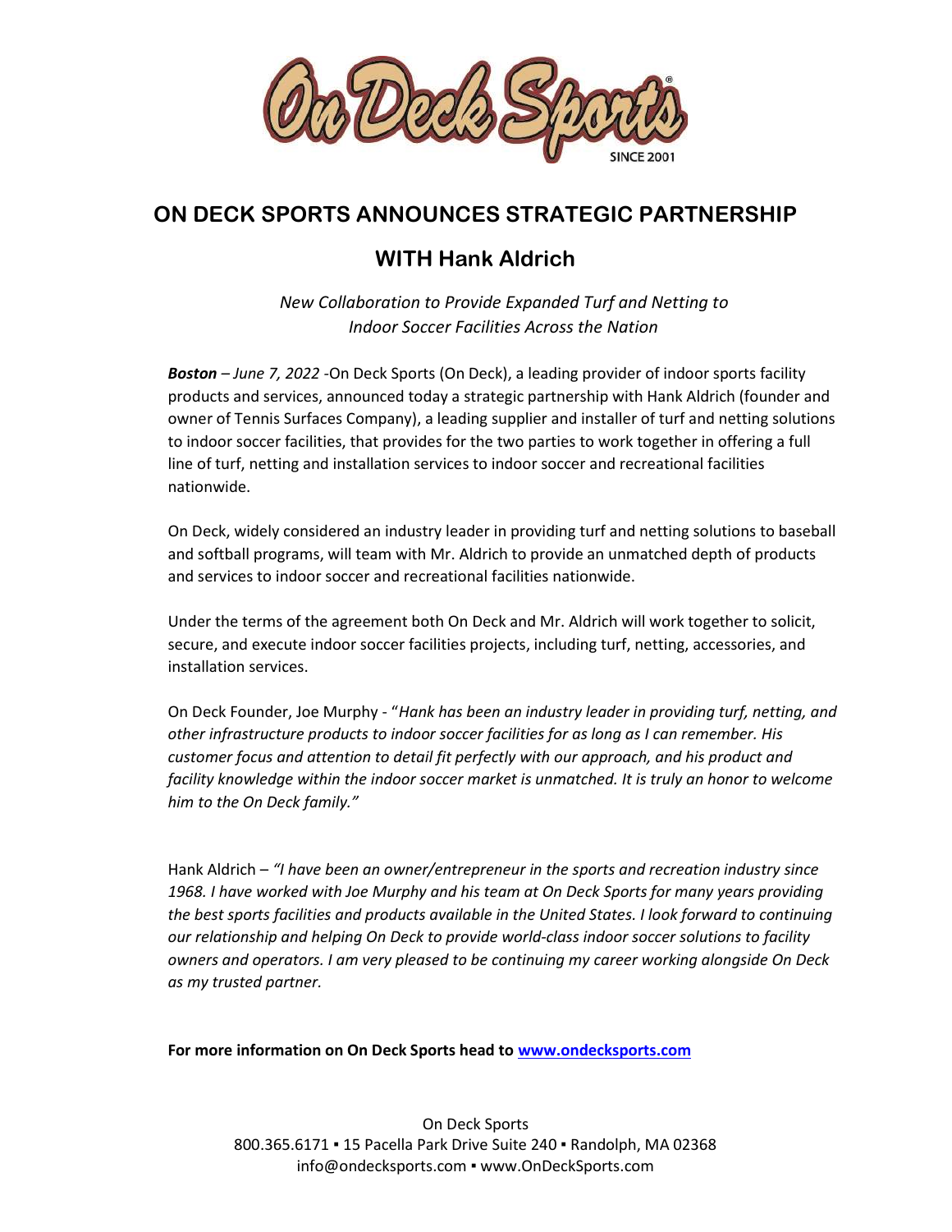# ON DECK SPORTS ANNOUNCES STRATEGIC PARTNERSHIP

## WITH Hank Aldrich

*New Collaboration to Provide Expanded Turf and Netting to Indoor Soccer Facilities Across the Nation*

***Boston*** *– June 7, 2022* -On Deck Sports (On Deck), a leading provider of indoor sports facility products and services, announced today a strategic partnership with Hank Aldrich (founder and owner of Tennis Surfaces Company), a leading supplier and installer of turf and netting solutions to indoor soccer facilities, that provides for the two parties to work together in offering a full line of turf, netting and installation services to indoor soccer and recreational facilities nationwide.

On Deck, widely considered an industry leader in providing turf and netting solutions to baseball and softball programs, will team with Mr. Aldrich to provide an unmatched depth of products and services to indoor soccer and recreational facilities nationwide.

Under the terms of the agreement both On Deck and Mr. Aldrich will work together to solicit, secure, and execute indoor soccer facilities projects, including turf, netting, accessories, and installation services.

On Deck Founder, Joe Murphy - "*Hank has been an industry leader in providing turf, netting, and other infrastructure products to indoor soccer facilities for as long as I can remember. His customer focus and attention to detail fit perfectly with our approach, and his product and facility knowledge within the indoor soccer market is unmatched. It is truly an honor to welcome him to the On Deck family."*

Hank Aldrich – *"I have been an owner/entrepreneur in the sports and recreation industry since 1968. I have worked with Joe Murphy and his team at On Deck Sports for many years providing the best sports facilities and products available in the United States. I look forward to continuing our relationship and helping On Deck to provide world-class indoor soccer solutions to facility owners and operators. I am very pleased to be continuing my career working alongside On Deck as my trusted partner.*

**For more information on On Deck Sports head to [www.ondecksports.com](http://www.ondecksports.com)**

On Deck Sports
800.365.6171 ▪ 15 Pacella Park Drive Suite 240 ▪ Randolph, MA 02368
info@ondecksports.com ▪ www.OnDeckSports.com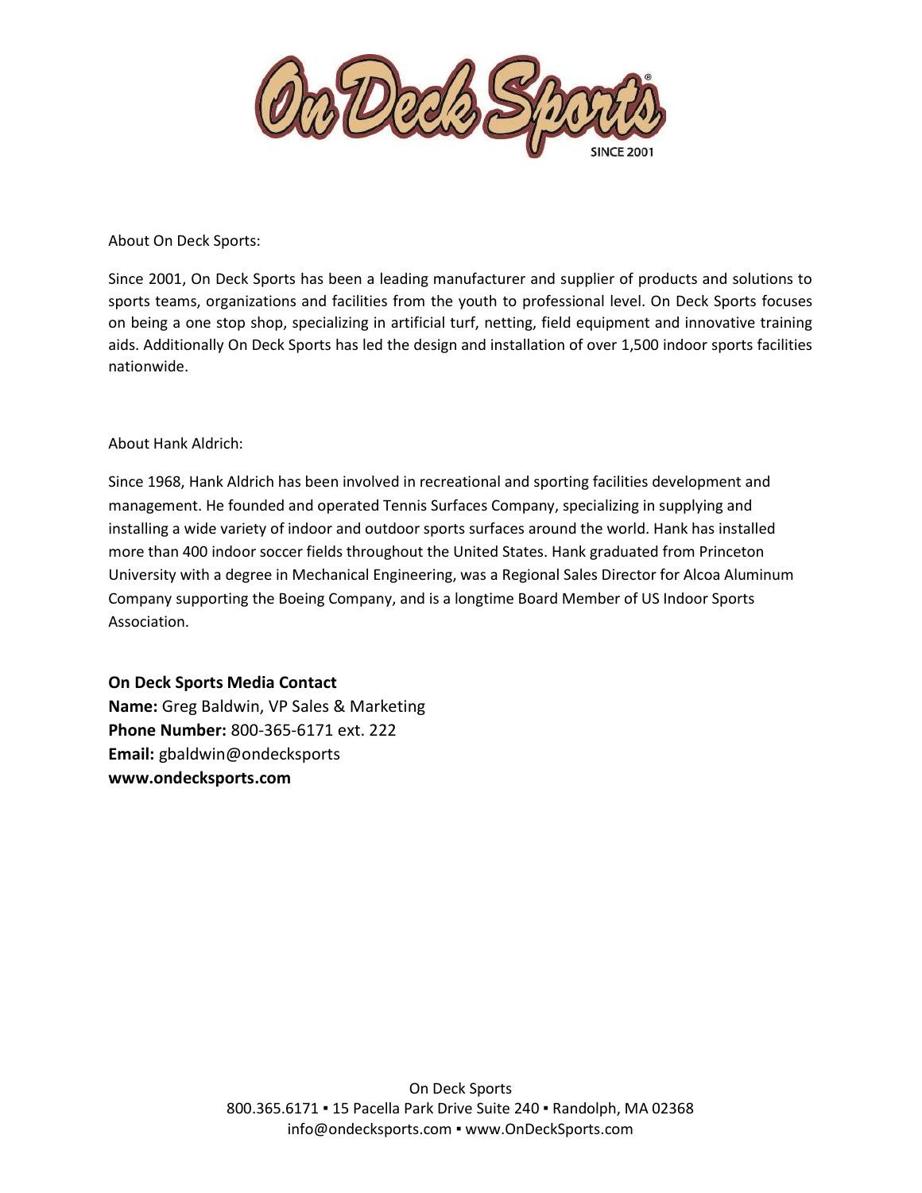About On Deck Sports:

Since 2001, On Deck Sports has been a leading manufacturer and supplier of products and solutions to sports teams, organizations and facilities from the youth to professional level. On Deck Sports focuses on being a one stop shop, specializing in artificial turf, netting, field equipment and innovative training aids. Additionally On Deck Sports has led the design and installation of over 1,500 indoor sports facilities nationwide.

About Hank Aldrich:

Since 1968, Hank Aldrich has been involved in recreational and sporting facilities development and management. He founded and operated Tennis Surfaces Company, specializing in supplying and installing a wide variety of indoor and outdoor sports surfaces around the world. Hank has installed more than 400 indoor soccer fields throughout the United States. Hank graduated from Princeton University with a degree in Mechanical Engineering, was a Regional Sales Director for Alcoa Aluminum Company supporting the Boeing Company, and is a longtime Board Member of US Indoor Sports Association.

**On Deck Sports Media Contact**
**Name:** Greg Baldwin, VP Sales & Marketing
**Phone Number:** 800-365-6171 ext. 222
**Email:** gbaldwin@ondecksports
**www.ondecksports.com**